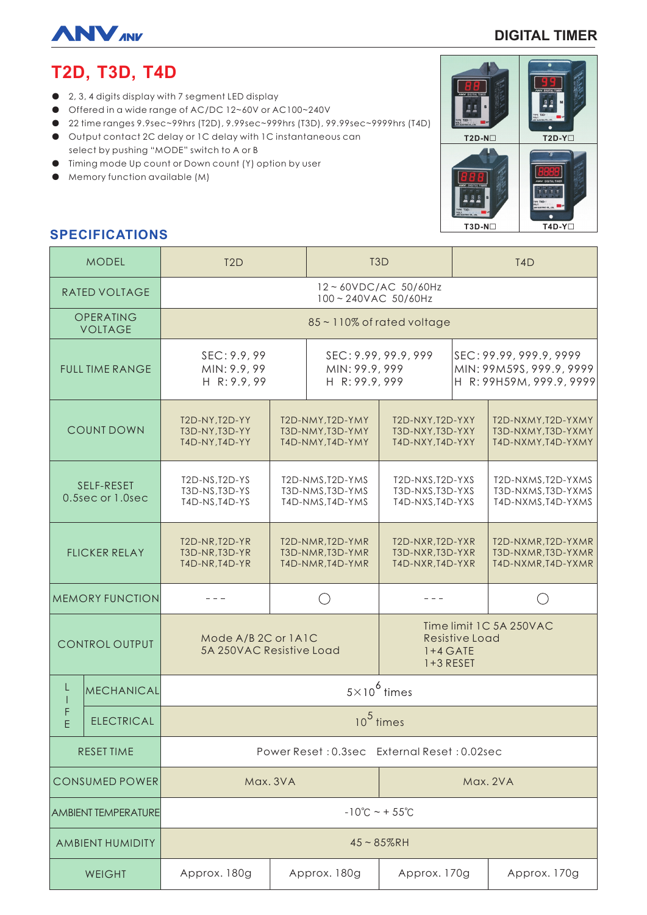ANV

DIGITAL TIMER

# T2D, T3D, T4D

- 2, 3, 4 digits display with 7 segment LED display
- Offered in a wide range of AC/DC 12~60V or AC100~240V
- 22 time ranges 9.9sec~99hrs (T2D), 9.99sec~999hrs (T3D), 99.99sec~9999hrs (T4D)
- Output contact 2C delay or 1C delay with 1C instantaneous can select by pushing "MODE" switch to A or B
- Timing mode Up count or Down count (Y) option by user
- Memory function available (M)

T2D-N□ T2D-Y□ T3D-N□ T4D-Y□

## SPECIFICATIONS

| MODEL | | T2D | | T3D | T4D |
|---|---|---|---|---|---|
| RATED VOLTAGE | | 12 ~ 60VDC/AC 50/60Hz<br>100 ~ 240VAC 50/60Hz | | | |
| OPERATING VOLTAGE | | 85 ~ 110% of rated voltage | | | |
| FULL TIME RANGE | | SEC: 9.9, 99<br>MIN: 9.9, 99<br>H R: 9.9, 99 | | SEC: 9.99, 99.9, 999<br>MIN: 99.9, 999<br>H R: 99.9, 999 | SEC: 99.99, 999.9, 9999<br>MIN: 99M59S, 999.9, 9999<br>H R: 99H59M, 999.9, 9999 |
| COUNT DOWN | | T2D-NY,T2D-YY<br>T3D-NY,T3D-YY<br>T4D-NY,T4D-YY | T2D-NMY,T2D-YMY<br>T3D-NMY,T3D-YMY<br>T4D-NMY,T4D-YMY | T2D-NXY,T2D-YXY<br>T3D-NXY,T3D-YXY<br>T4D-NXY,T4D-YXY | T2D-NXMY,T2D-YXMY<br>T3D-NXMY,T3D-YXMY<br>T4D-NXMY,T4D-YXMY |
| SELF-RESET 0.5sec or 1.0sec | | T2D-NS,T2D-YS<br>T3D-NS,T3D-YS<br>T4D-NS,T4D-YS | T2D-NMS,T2D-YMS<br>T3D-NMS,T3D-YMS<br>T4D-NMS,T4D-YMS | T2D-NXS,T2D-YXS<br>T3D-NXS,T3D-YXS<br>T4D-NXS,T4D-YXS | T2D-NXMS,T2D-YXMS<br>T3D-NXMS,T3D-YXMS<br>T4D-NXMS,T4D-YXMS |
| FLICKER RELAY | | T2D-NR,T2D-YR<br>T3D-NR,T3D-YR<br>T4D-NR,T4D-YR | T2D-NMR,T2D-YMR<br>T3D-NMR,T3D-YMR<br>T4D-NMR,T4D-YMR | T2D-NXR,T2D-YXR<br>T3D-NXR,T3D-YXR<br>T4D-NXR,T4D-YXR | T2D-NXMR,T2D-YXMR<br>T3D-NXMR,T3D-YXMR<br>T4D-NXMR,T4D-YXMR |
| MEMORY FUNCTION | | - - - | ○ | - - - | ○ |
| CONTROL OUTPUT | | Mode A/B 2C or 1A1C<br>5A 250VAC Resistive Load | | Time limit 1C 5A 250VAC<br>Resistive Load<br>1+4 GATE<br>1+3 RESET | |
| LIFE | MECHANICAL | $5\times10^{6}$ times | | | |
| | ELECTRICAL | $10^{5}$ times | | | |
| RESET TIME | | Power Reset : 0.3sec External Reset : 0.02sec | | | |
| CONSUMED POWER | | Max. 3VA | | Max. 2VA | |
| AMBIENT TEMPERATURE | | -10℃ ~ + 55℃ | | | |
| AMBIENT HUMIDITY | | 45 ~ 85%RH | | | |
| WEIGHT | | Approx. 180g | Approx. 180g | Approx. 170g | Approx. 170g |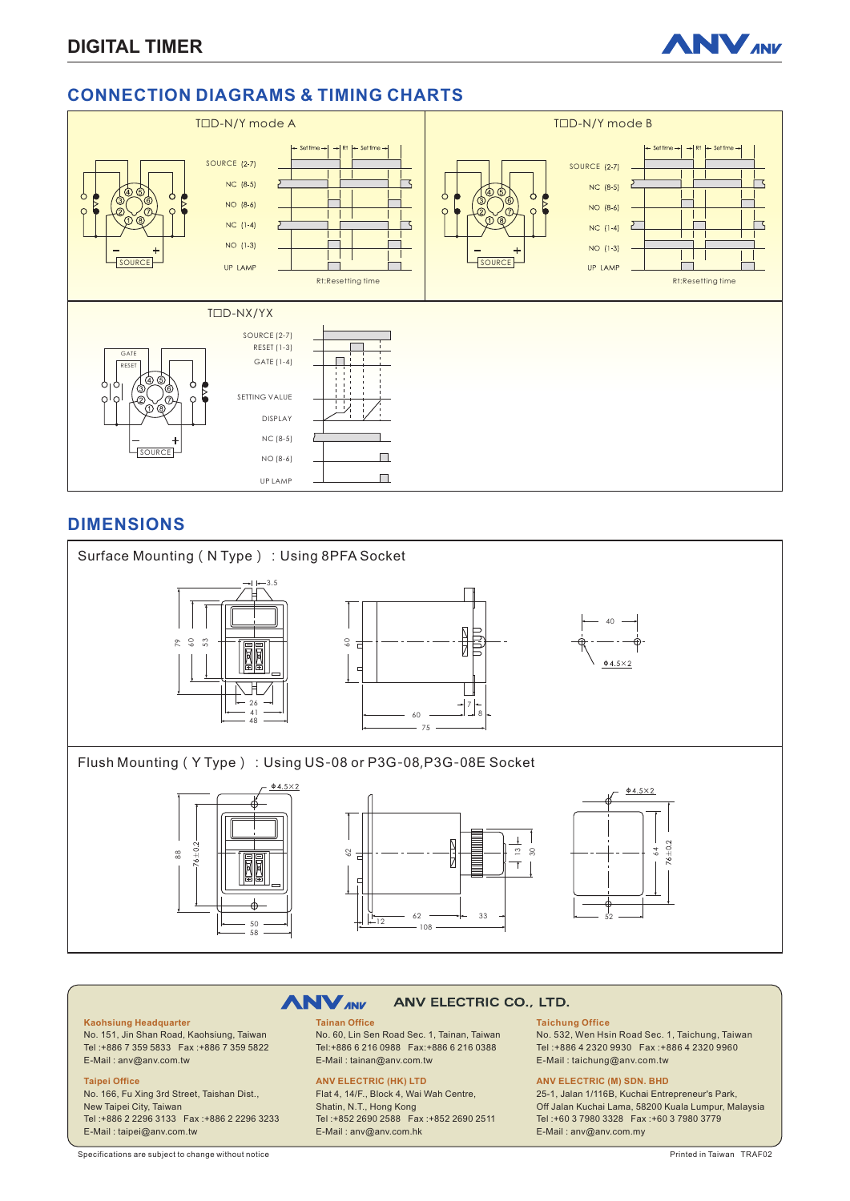## CONNECTION DIAGRAMS & TIMING CHARTS

T□D-N/Y mode A

SOURCE
- +

Set time | Rt | Set time

SOURCE (2-7)
NC (8-5)
NO (8-6)
NC (1-4)
NO (1-3)
UP LAMP

Rt:Resetting time

T□D-N/Y mode B

SOURCE
- +

Set time | Rt | Set time

SOURCE (2-7)
NC (8-5)
NO (8-6)
NC (1-4)
NO (1-3)
UP LAMP

Rt:Resetting time

T□D-NX/YX

GATE
RESET
SOURCE
- +

SOURCE (2-7)
RESET (1-3)
GATE (1-4)
SETTING VALUE
DISPLAY
NC (8-5)
NO (8-6)
UP LAMP

## DIMENSIONS

Surface Mounting ( N Type ) : Using 8PFA Socket

3.5
79
60
53
26
41
48
60
60
75
7
8
40
Φ4.5×2

Flush Mounting ( Y Type ) : Using US-08 or P3G-08,P3G-08E Socket

Φ4.5×2
88
76±0.2
50
58
62
12
62
108
33
13
30
Φ4.5×2
64
76±0.2
52

---

**ANV ELECTRIC CO., LTD.**

**Kaohsiung Headquarter**
No. 151, Jin Shan Road, Kaohsiung, Taiwan
Tel :+886 7 359 5833 Fax :+886 7 359 5822
E-Mail : anv@anv.com.tw

**Taipei Office**
No. 166, Fu Xing 3rd Street, Taishan Dist.,
New Taipei City, Taiwan
Tel :+886 2 2296 3133 Fax :+886 2 2296 3233
E-Mail : taipei@anv.com.tw

**Tainan Office**
No. 60, Lin Sen Road Sec. 1, Tainan, Taiwan
Tel:+886 6 216 0988 Fax:+886 6 216 0388
E-Mail : tainan@anv.com.tw

**ANV ELECTRIC (HK) LTD**
Flat 4, 14/F., Block 4, Wai Wah Centre,
Shatin, N.T., Hong Kong
Tel :+852 2690 2588 Fax :+852 2690 2511
E-Mail : anv@anv.com.hk

**Taichung Office**
No. 532, Wen Hsin Road Sec. 1, Taichung, Taiwan
Tel :+886 4 2320 9930 Fax :+886 4 2320 9960
E-Mail : taichung@anv.com.tw

**ANV ELECTRIC (M) SDN. BHD**
25-1, Jalan 1/116B, Kuchai Entrepreneur's Park,
Off Jalan Kuchai Lama, 58200 Kuala Lumpur, Malaysia
Tel :+60 3 7980 3328 Fax :+60 3 7980 3779
E-Mail : anv@anv.com.my

Specifications are subject to change without notice

Printed in Taiwan TRAF02